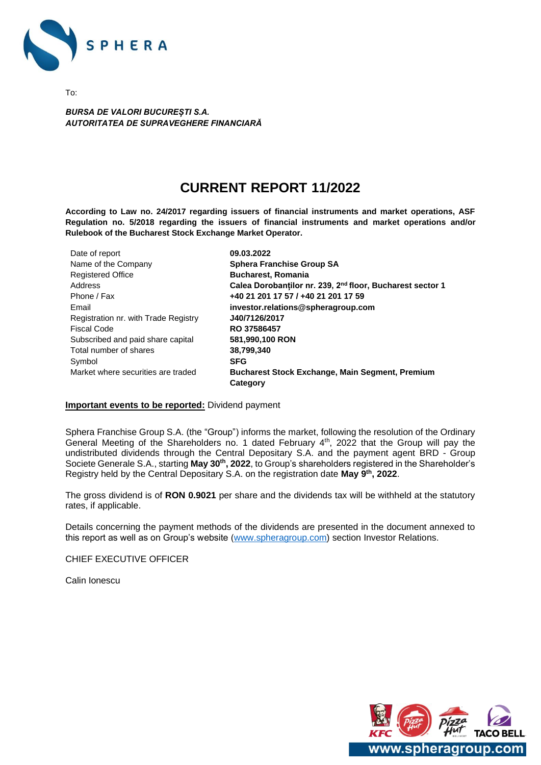To:

***BURSA DE VALORI BUCUREŞTI S.A.***
***AUTORITATEA DE SUPRAVEGHERE FINANCIARĂ***

# CURRENT REPORT 11/2022

**According to Law no. 24/2017 regarding issuers of financial instruments and market operations, ASF Regulation no. 5/2018 regarding the issuers of financial instruments and market operations and/or Rulebook of the Bucharest Stock Exchange Market Operator.**

| | |
|---|---|
| Date of report | **09.03.2022** |
| Name of the Company | **Sphera Franchise Group SA** |
| Registered Office | **Bucharest, Romania** |
| Address | **Calea Dorobanților nr. 239, 2nd floor, Bucharest sector 1** |
| Phone / Fax | **+40 21 201 17 57 / +40 21 201 17 59** |
| Email | **investor.relations@spheragroup.com** |
| Registration nr. with Trade Registry | **J40/7126/2017** |
| Fiscal Code | **RO 37586457** |
| Subscribed and paid share capital | **581,990,100 RON** |
| Total number of shares | **38,799,340** |
| Symbol | **SFG** |
| Market where securities are traded | **Bucharest Stock Exchange, Main Segment, Premium Category** |

**Important events to be reported:** Dividend payment

Sphera Franchise Group S.A. (the "Group") informs the market, following the resolution of the Ordinary General Meeting of the Shareholders no. 1 dated February 4th, 2022 that the Group will pay the undistributed dividends through the Central Depositary S.A. and the payment agent BRD - Group Societe Generale S.A., starting **May 30th, 2022**, to Group's shareholders registered in the Shareholder's Registry held by the Central Depositary S.A. on the registration date **May 9th, 2022**.

The gross dividend is of **RON 0.9021** per share and the dividends tax will be withheld at the statutory rates, if applicable.

Details concerning the payment methods of the dividends are presented in the document annexed to this report as well as on Group's website (www.spheragroup.com) section Investor Relations.

CHIEF EXECUTIVE OFFICER

Calin Ionescu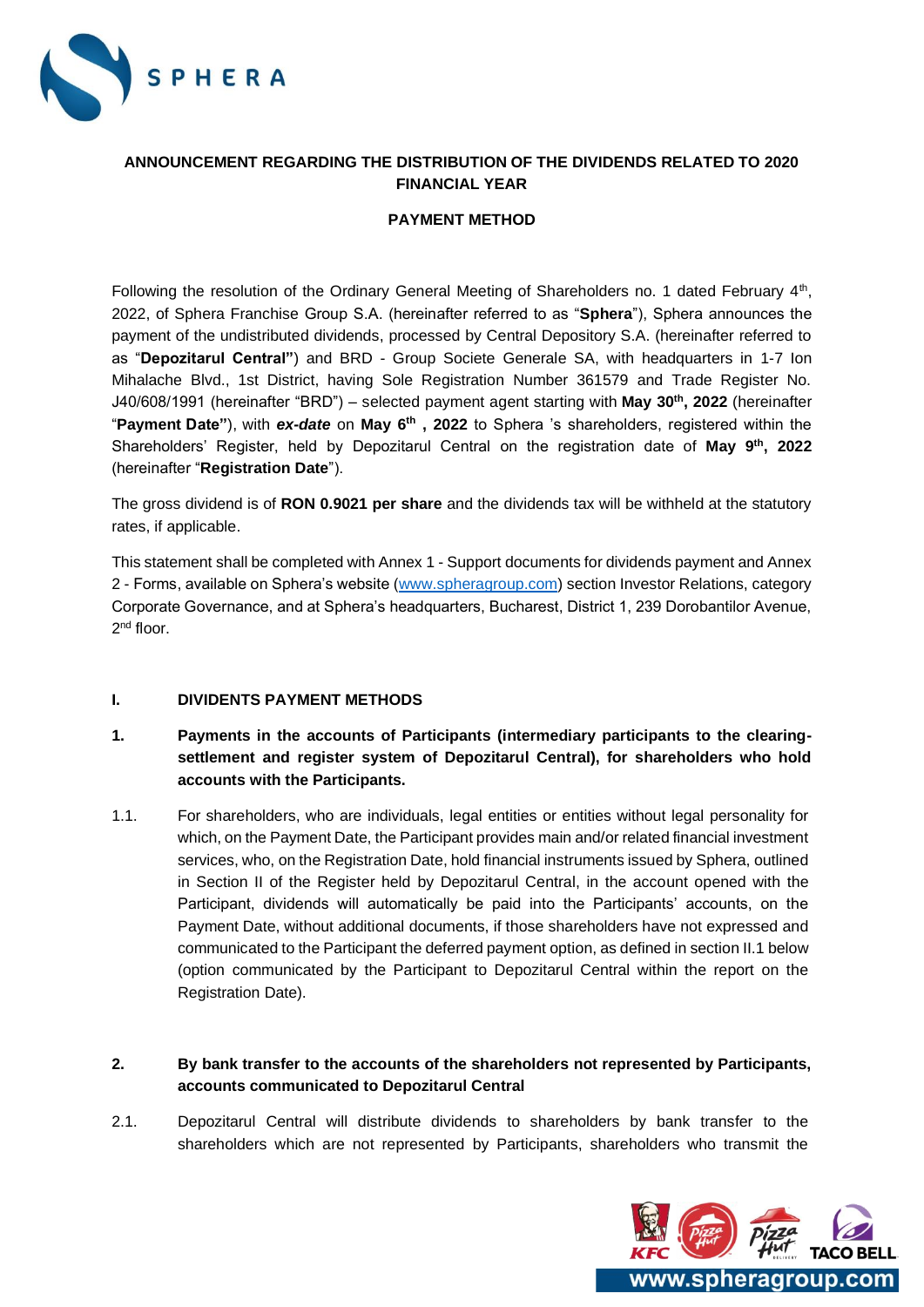**ANNOUNCEMENT REGARDING THE DISTRIBUTION OF THE DIVIDENDS RELATED TO 2020 FINANCIAL YEAR**

**PAYMENT METHOD**

Following the resolution of the Ordinary General Meeting of Shareholders no. 1 dated February 4th, 2022, of Sphera Franchise Group S.A. (hereinafter referred to as "**Sphera**"), Sphera announces the payment of the undistributed dividends, processed by Central Depository S.A. (hereinafter referred to as "**Depozitarul Central"**) and BRD - Group Societe Generale SA, with headquarters in 1-7 Ion Mihalache Blvd., 1st District, having Sole Registration Number 361579 and Trade Register No. J40/608/1991 (hereinafter "BRD") – selected payment agent starting with **May 30th, 2022** (hereinafter "**Payment Date"**), with ***ex-date*** on **May 6th , 2022** to Sphera 's shareholders, registered within the Shareholders' Register, held by Depozitarul Central on the registration date of **May 9th, 2022** (hereinafter "**Registration Date**").

The gross dividend is of **RON 0.9021 per share** and the dividends tax will be withheld at the statutory rates, if applicable.

This statement shall be completed with Annex 1 - Support documents for dividends payment and Annex 2 - Forms, available on Sphera's website (www.spheragroup.com) section Investor Relations, category Corporate Governance, and at Sphera's headquarters, Bucharest, District 1, 239 Dorobantilor Avenue, 2nd floor.

## I. DIVIDENTS PAYMENT METHODS

**1. Payments in the accounts of Participants (intermediary participants to the clearing-settlement and register system of Depozitarul Central), for shareholders who hold accounts with the Participants.**

1.1. For shareholders, who are individuals, legal entities or entities without legal personality for which, on the Payment Date, the Participant provides main and/or related financial investment services, who, on the Registration Date, hold financial instruments issued by Sphera, outlined in Section II of the Register held by Depozitarul Central, in the account opened with the Participant, dividends will automatically be paid into the Participants' accounts, on the Payment Date, without additional documents, if those shareholders have not expressed and communicated to the Participant the deferred payment option, as defined in section II.1 below (option communicated by the Participant to Depozitarul Central within the report on the Registration Date).

**2. By bank transfer to the accounts of the shareholders not represented by Participants, accounts communicated to Depozitarul Central**

2.1. Depozitarul Central will distribute dividends to shareholders by bank transfer to the shareholders which are not represented by Participants, shareholders who transmit the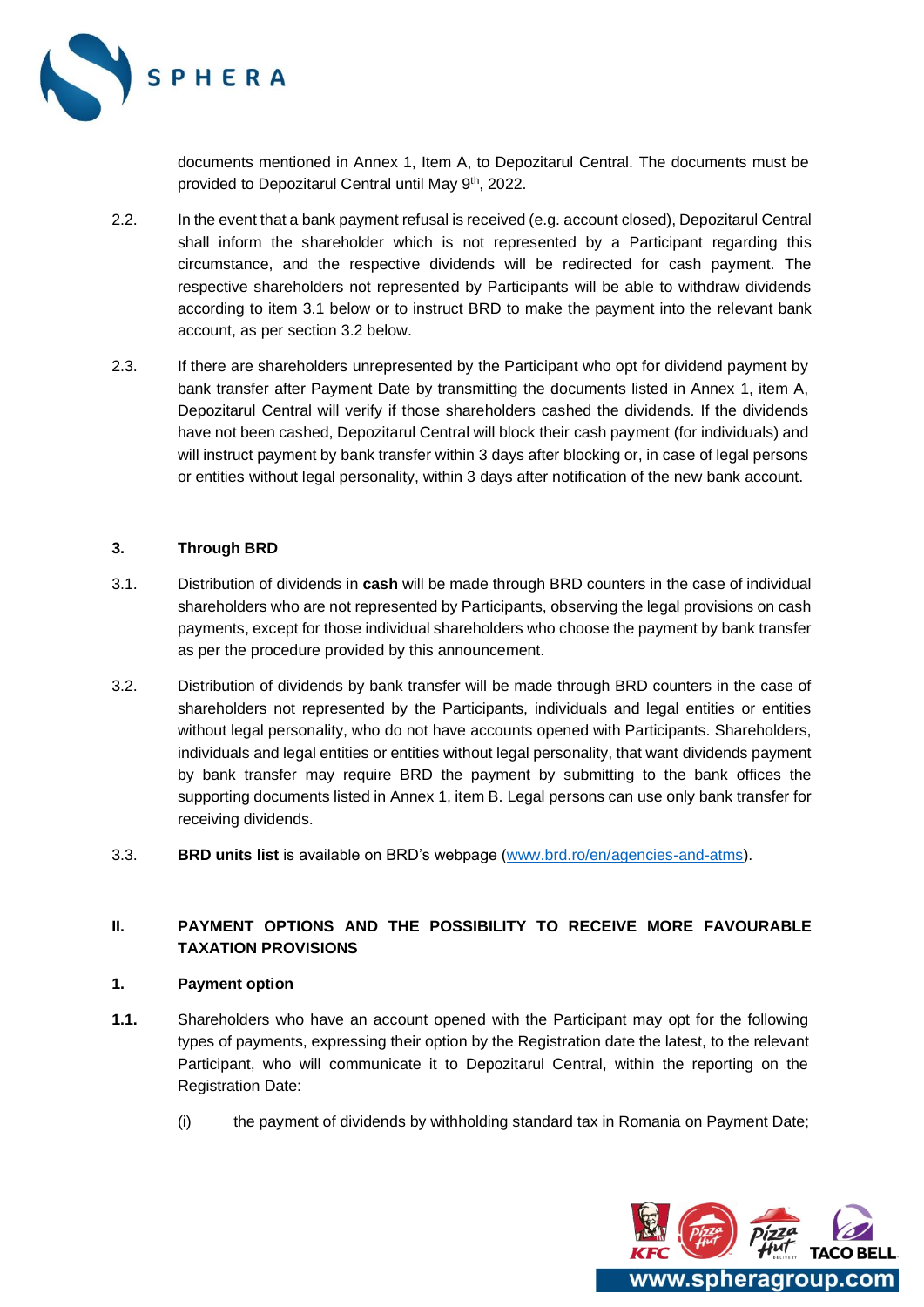documents mentioned in Annex 1, Item A, to Depozitarul Central. The documents must be provided to Depozitarul Central until May 9th, 2022.

2.2. In the event that a bank payment refusal is received (e.g. account closed), Depozitarul Central shall inform the shareholder which is not represented by a Participant regarding this circumstance, and the respective dividends will be redirected for cash payment. The respective shareholders not represented by Participants will be able to withdraw dividends according to item 3.1 below or to instruct BRD to make the payment into the relevant bank account, as per section 3.2 below.

2.3. If there are shareholders unrepresented by the Participant who opt for dividend payment by bank transfer after Payment Date by transmitting the documents listed in Annex 1, item A, Depozitarul Central will verify if those shareholders cashed the dividends. If the dividends have not been cashed, Depozitarul Central will block their cash payment (for individuals) and will instruct payment by bank transfer within 3 days after blocking or, in case of legal persons or entities without legal personality, within 3 days after notification of the new bank account.

### 3. Through BRD

3.1. Distribution of dividends in **cash** will be made through BRD counters in the case of individual shareholders who are not represented by Participants, observing the legal provisions on cash payments, except for those individual shareholders who choose the payment by bank transfer as per the procedure provided by this announcement.

3.2. Distribution of dividends by bank transfer will be made through BRD counters in the case of shareholders not represented by the Participants, individuals and legal entities or entities without legal personality, who do not have accounts opened with Participants. Shareholders, individuals and legal entities or entities without legal personality, that want dividends payment by bank transfer may require BRD the payment by submitting to the bank offices the supporting documents listed in Annex 1, item B. Legal persons can use only bank transfer for receiving dividends.

3.3. **BRD units list** is available on BRD's webpage (www.brd.ro/en/agencies-and-atms).

## II. PAYMENT OPTIONS AND THE POSSIBILITY TO RECEIVE MORE FAVOURABLE TAXATION PROVISIONS

### 1. Payment option

**1.1.** Shareholders who have an account opened with the Participant may opt for the following types of payments, expressing their option by the Registration date the latest, to the relevant Participant, who will communicate it to Depozitarul Central, within the reporting on the Registration Date:

(i) the payment of dividends by withholding standard tax in Romania on Payment Date;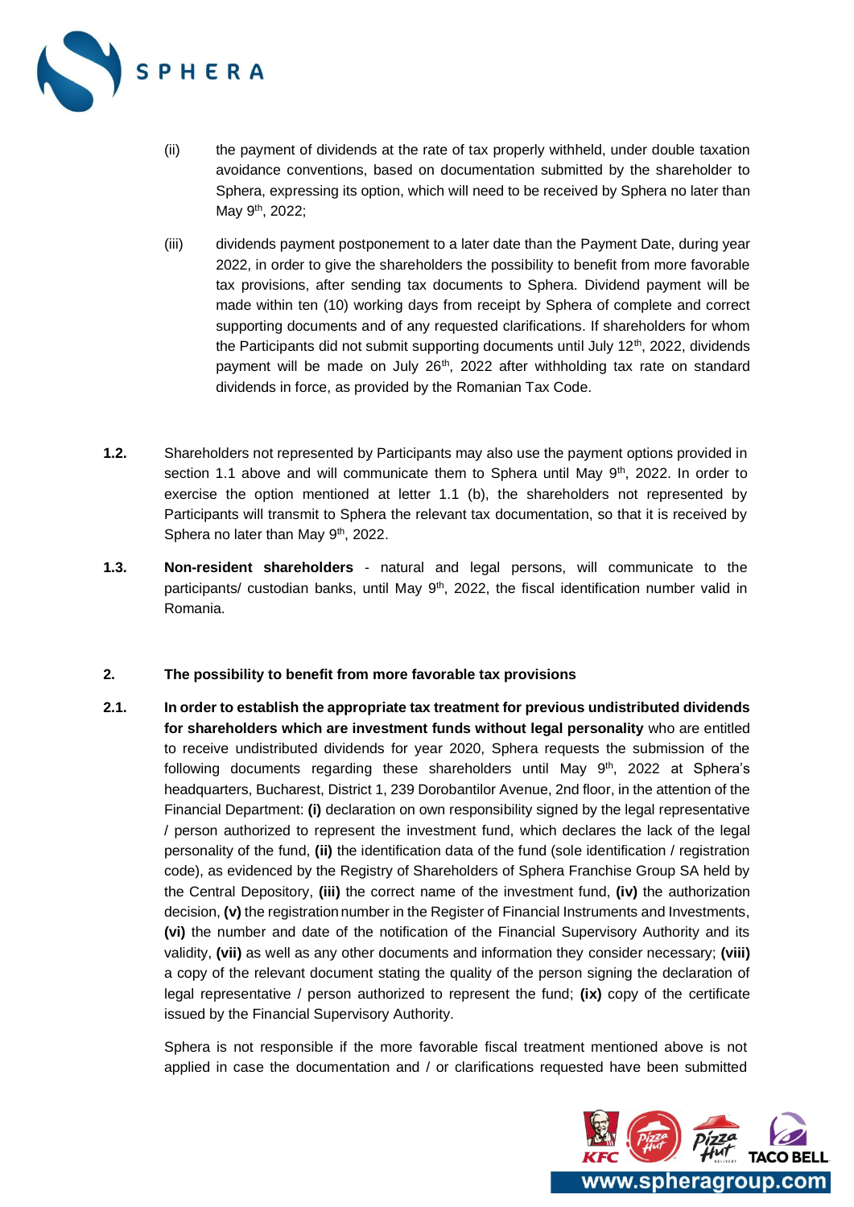(ii) the payment of dividends at the rate of tax properly withheld, under double taxation avoidance conventions, based on documentation submitted by the shareholder to Sphera, expressing its option, which will need to be received by Sphera no later than May 9th, 2022;

(iii) dividends payment postponement to a later date than the Payment Date, during year 2022, in order to give the shareholders the possibility to benefit from more favorable tax provisions, after sending tax documents to Sphera. Dividend payment will be made within ten (10) working days from receipt by Sphera of complete and correct supporting documents and of any requested clarifications. If shareholders for whom the Participants did not submit supporting documents until July 12th, 2022, dividends payment will be made on July 26th, 2022 after withholding tax rate on standard dividends in force, as provided by the Romanian Tax Code.

**1.2.** Shareholders not represented by Participants may also use the payment options provided in section 1.1 above and will communicate them to Sphera until May 9th, 2022. In order to exercise the option mentioned at letter 1.1 (b), the shareholders not represented by Participants will transmit to Sphera the relevant tax documentation, so that it is received by Sphera no later than May 9th, 2022.

**1.3.** **Non-resident shareholders** - natural and legal persons, will communicate to the participants/ custodian banks, until May 9th, 2022, the fiscal identification number valid in Romania.

## 2. The possibility to benefit from more favorable tax provisions

**2.1.** **In order to establish the appropriate tax treatment for previous undistributed dividends for shareholders which are investment funds without legal personality** who are entitled to receive undistributed dividends for year 2020, Sphera requests the submission of the following documents regarding these shareholders until May 9th, 2022 at Sphera's headquarters, Bucharest, District 1, 239 Dorobantilor Avenue, 2nd floor, in the attention of the Financial Department: **(i)** declaration on own responsibility signed by the legal representative / person authorized to represent the investment fund, which declares the lack of the legal personality of the fund, **(ii)** the identification data of the fund (sole identification / registration code), as evidenced by the Registry of Shareholders of Sphera Franchise Group SA held by the Central Depository, **(iii)** the correct name of the investment fund, **(iv)** the authorization decision, **(v)** the registration number in the Register of Financial Instruments and Investments, **(vi)** the number and date of the notification of the Financial Supervisory Authority and its validity, **(vii)** as well as any other documents and information they consider necessary; **(viii)** a copy of the relevant document stating the quality of the person signing the declaration of legal representative / person authorized to represent the fund; **(ix)** copy of the certificate issued by the Financial Supervisory Authority.

Sphera is not responsible if the more favorable fiscal treatment mentioned above is not applied in case the documentation and / or clarifications requested have been submitted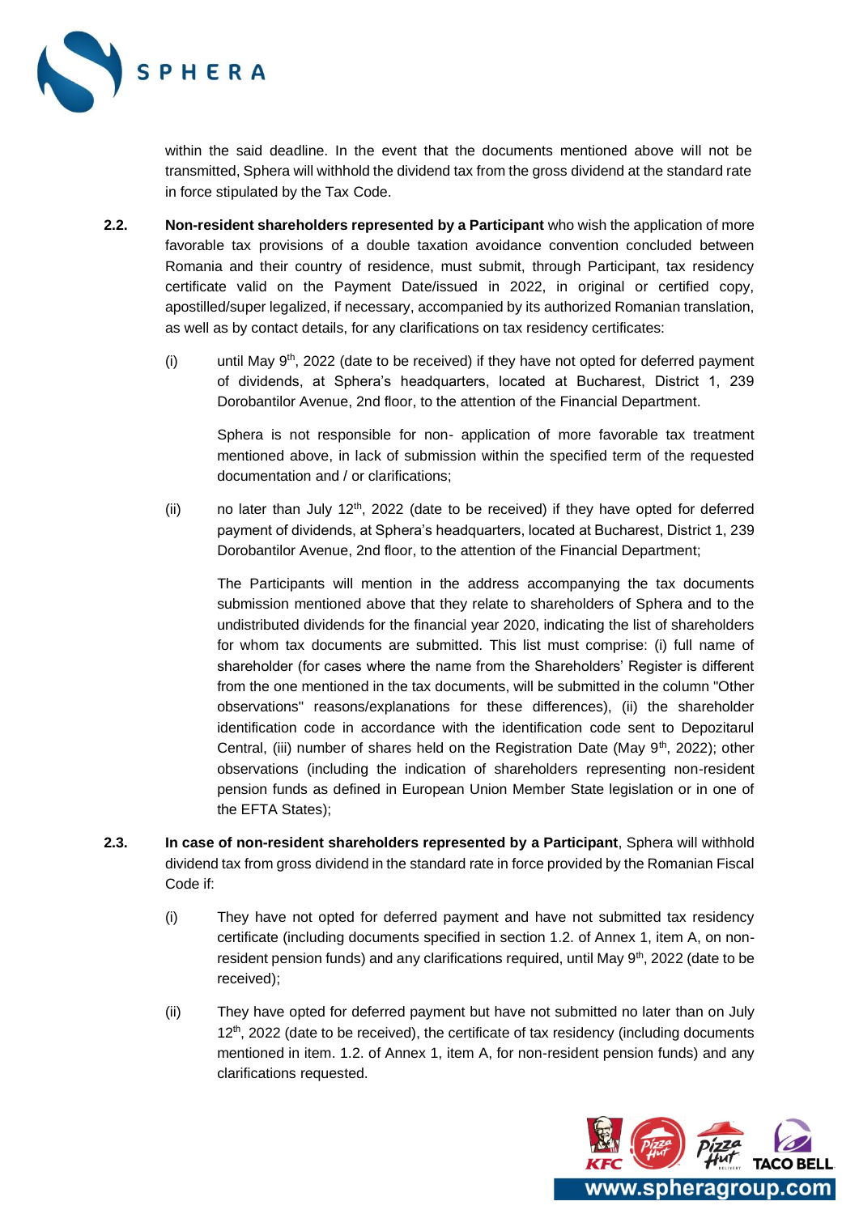within the said deadline. In the event that the documents mentioned above will not be transmitted, Sphera will withhold the dividend tax from the gross dividend at the standard rate in force stipulated by the Tax Code.

**2.2.** **Non-resident shareholders represented by a Participant** who wish the application of more favorable tax provisions of a double taxation avoidance convention concluded between Romania and their country of residence, must submit, through Participant, tax residency certificate valid on the Payment Date/issued in 2022, in original or certified copy, apostilled/super legalized, if necessary, accompanied by its authorized Romanian translation, as well as by contact details, for any clarifications on tax residency certificates:

(i) until May 9th, 2022 (date to be received) if they have not opted for deferred payment of dividends, at Sphera's headquarters, located at Bucharest, District 1, 239 Dorobantilor Avenue, 2nd floor, to the attention of the Financial Department.

Sphera is not responsible for non- application of more favorable tax treatment mentioned above, in lack of submission within the specified term of the requested documentation and / or clarifications;

(ii) no later than July 12th, 2022 (date to be received) if they have opted for deferred payment of dividends, at Sphera's headquarters, located at Bucharest, District 1, 239 Dorobantilor Avenue, 2nd floor, to the attention of the Financial Department;

The Participants will mention in the address accompanying the tax documents submission mentioned above that they relate to shareholders of Sphera and to the undistributed dividends for the financial year 2020, indicating the list of shareholders for whom tax documents are submitted. This list must comprise: (i) full name of shareholder (for cases where the name from the Shareholders' Register is different from the one mentioned in the tax documents, will be submitted in the column "Other observations" reasons/explanations for these differences), (ii) the shareholder identification code in accordance with the identification code sent to Depozitarul Central, (iii) number of shares held on the Registration Date (May 9th, 2022); other observations (including the indication of shareholders representing non-resident pension funds as defined in European Union Member State legislation or in one of the EFTA States);

**2.3.** **In case of non-resident shareholders represented by a Participant**, Sphera will withhold dividend tax from gross dividend in the standard rate in force provided by the Romanian Fiscal Code if:

(i) They have not opted for deferred payment and have not submitted tax residency certificate (including documents specified in section 1.2. of Annex 1, item A, on non-resident pension funds) and any clarifications required, until May 9th, 2022 (date to be received);

(ii) They have opted for deferred payment but have not submitted no later than on July 12th, 2022 (date to be received), the certificate of tax residency (including documents mentioned in item. 1.2. of Annex 1, item A, for non-resident pension funds) and any clarifications requested.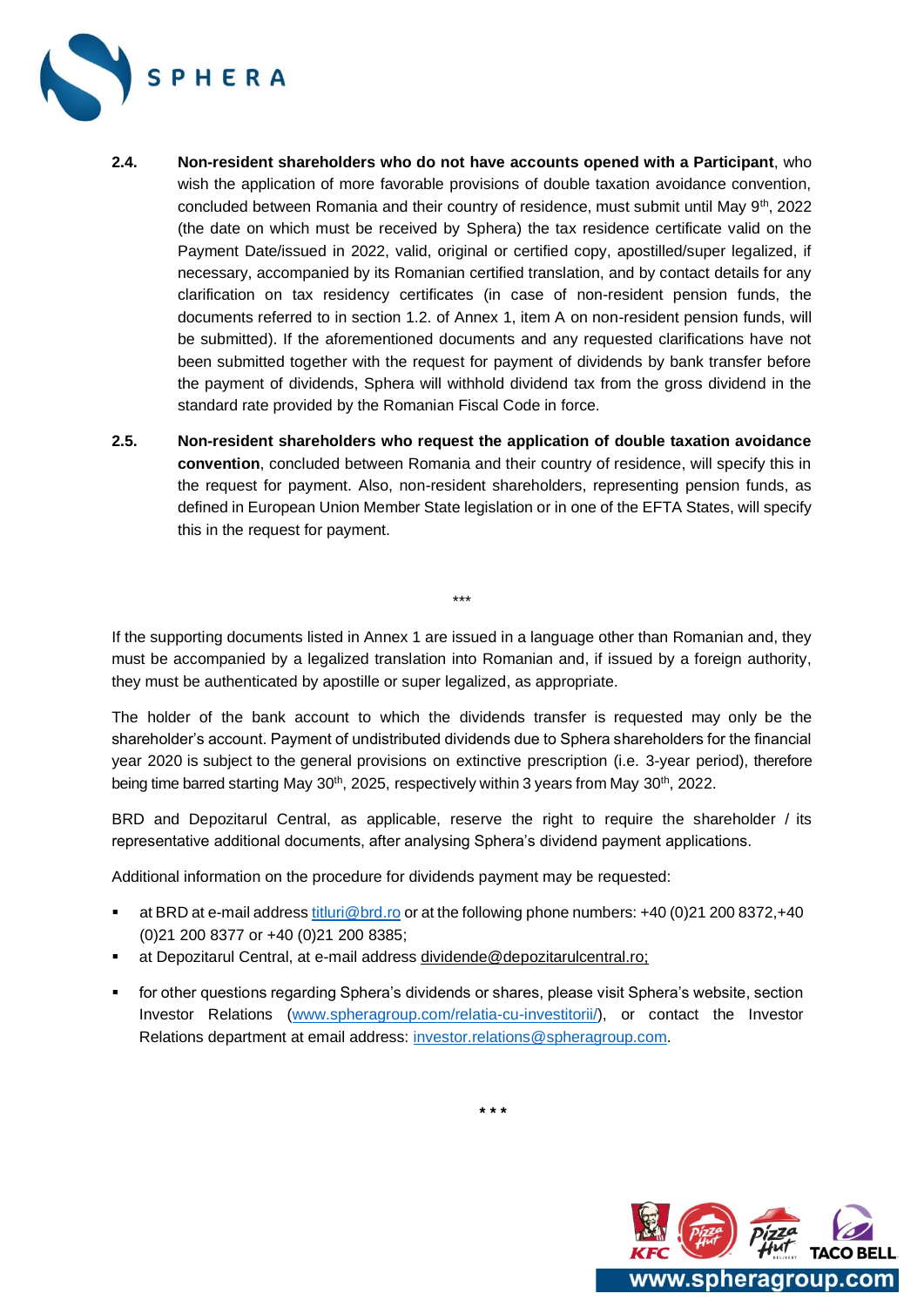**2.4.** **Non-resident shareholders who do not have accounts opened with a Participant**, who wish the application of more favorable provisions of double taxation avoidance convention, concluded between Romania and their country of residence, must submit until May 9th, 2022 (the date on which must be received by Sphera) the tax residence certificate valid on the Payment Date/issued in 2022, valid, original or certified copy, apostilled/super legalized, if necessary, accompanied by its Romanian certified translation, and by contact details for any clarification on tax residency certificates (in case of non-resident pension funds, the documents referred to in section 1.2. of Annex 1, item A on non-resident pension funds, will be submitted). If the aforementioned documents and any requested clarifications have not been submitted together with the request for payment of dividends by bank transfer before the payment of dividends, Sphera will withhold dividend tax from the gross dividend in the standard rate provided by the Romanian Fiscal Code in force.

**2.5.** **Non-resident shareholders who request the application of double taxation avoidance convention**, concluded between Romania and their country of residence, will specify this in the request for payment. Also, non-resident shareholders, representing pension funds, as defined in European Union Member State legislation or in one of the EFTA States, will specify this in the request for payment.

***

If the supporting documents listed in Annex 1 are issued in a language other than Romanian and, they must be accompanied by a legalized translation into Romanian and, if issued by a foreign authority, they must be authenticated by apostille or super legalized, as appropriate.

The holder of the bank account to which the dividends transfer is requested may only be the shareholder's account. Payment of undistributed dividends due to Sphera shareholders for the financial year 2020 is subject to the general provisions on extinctive prescription (i.e. 3-year period), therefore being time barred starting May 30th, 2025, respectively within 3 years from May 30th, 2022.

BRD and Depozitarul Central, as applicable, reserve the right to require the shareholder / its representative additional documents, after analysing Sphera's dividend payment applications.

Additional information on the procedure for dividends payment may be requested:

- at BRD at e-mail address titluri@brd.ro or at the following phone numbers: +40 (0)21 200 8372,+40 (0)21 200 8377 or +40 (0)21 200 8385;
- at Depozitarul Central, at e-mail address dividende@depozitarulcentral.ro;
- for other questions regarding Sphera's dividends or shares, please visit Sphera's website, section Investor Relations (www.spheragroup.com/relatia-cu-investitorii/), or contact the Investor Relations department at email address: investor.relations@spheragroup.com.

***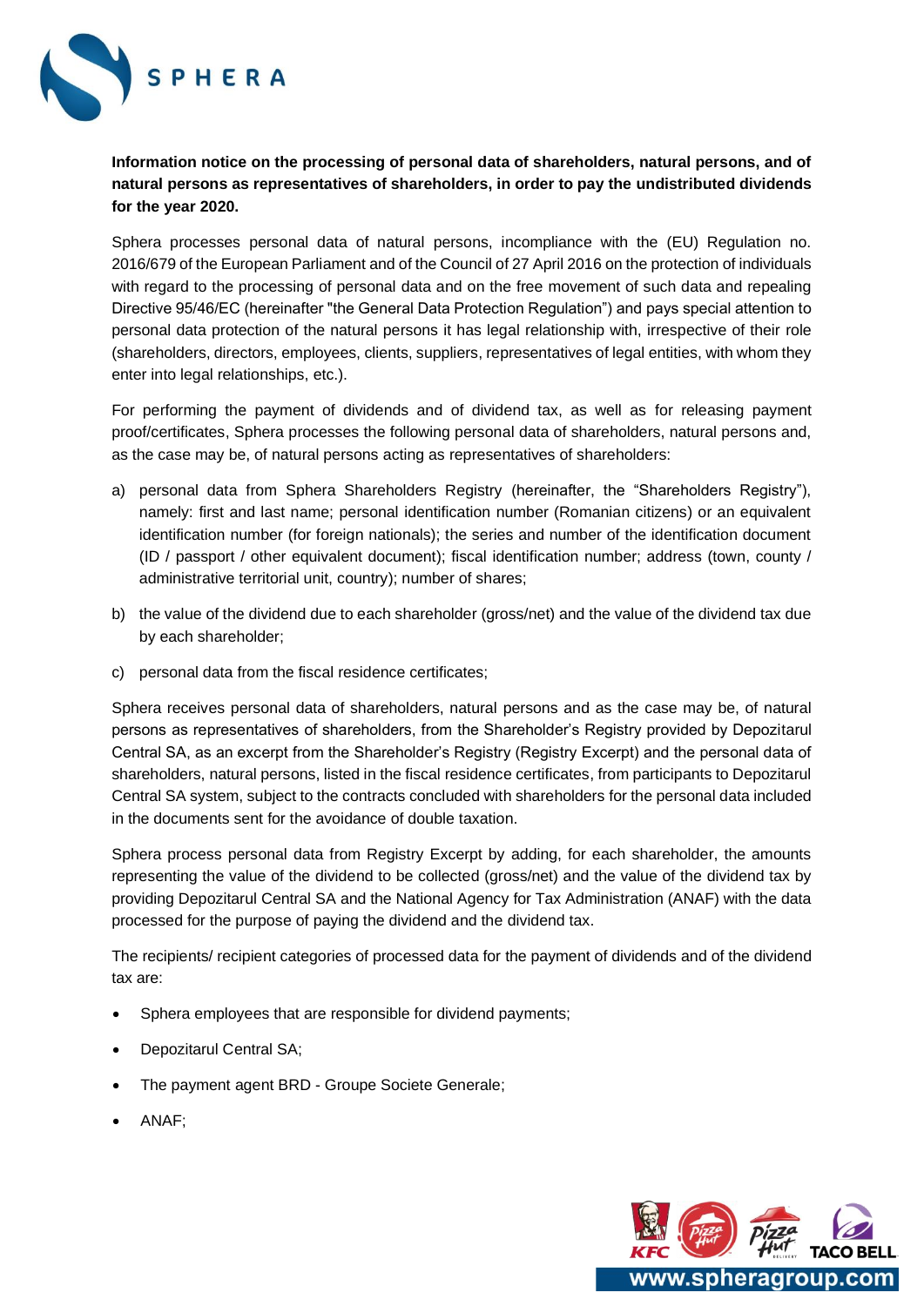**Information notice on the processing of personal data of shareholders, natural persons, and of natural persons as representatives of shareholders, in order to pay the undistributed dividends for the year 2020.**

Sphera processes personal data of natural persons, incompliance with the (EU) Regulation no. 2016/679 of the European Parliament and of the Council of 27 April 2016 on the protection of individuals with regard to the processing of personal data and on the free movement of such data and repealing Directive 95/46/EC (hereinafter "the General Data Protection Regulation") and pays special attention to personal data protection of the natural persons it has legal relationship with, irrespective of their role (shareholders, directors, employees, clients, suppliers, representatives of legal entities, with whom they enter into legal relationships, etc.).

For performing the payment of dividends and of dividend tax, as well as for releasing payment proof/certificates, Sphera processes the following personal data of shareholders, natural persons and, as the case may be, of natural persons acting as representatives of shareholders:

a) personal data from Sphera Shareholders Registry (hereinafter, the "Shareholders Registry"), namely: first and last name; personal identification number (Romanian citizens) or an equivalent identification number (for foreign nationals); the series and number of the identification document (ID / passport / other equivalent document); fiscal identification number; address (town, county / administrative territorial unit, country); number of shares;

b) the value of the dividend due to each shareholder (gross/net) and the value of the dividend tax due by each shareholder;

c) personal data from the fiscal residence certificates;

Sphera receives personal data of shareholders, natural persons and as the case may be, of natural persons as representatives of shareholders, from the Shareholder's Registry provided by Depozitarul Central SA, as an excerpt from the Shareholder's Registry (Registry Excerpt) and the personal data of shareholders, natural persons, listed in the fiscal residence certificates, from participants to Depozitarul Central SA system, subject to the contracts concluded with shareholders for the personal data included in the documents sent for the avoidance of double taxation.

Sphera process personal data from Registry Excerpt by adding, for each shareholder, the amounts representing the value of the dividend to be collected (gross/net) and the value of the dividend tax by providing Depozitarul Central SA and the National Agency for Tax Administration (ANAF) with the data processed for the purpose of paying the dividend and the dividend tax.

The recipients/ recipient categories of processed data for the payment of dividends and of the dividend tax are:

- Sphera employees that are responsible for dividend payments;
- Depozitarul Central SA;
- The payment agent BRD - Groupe Societe Generale;
- ANAF;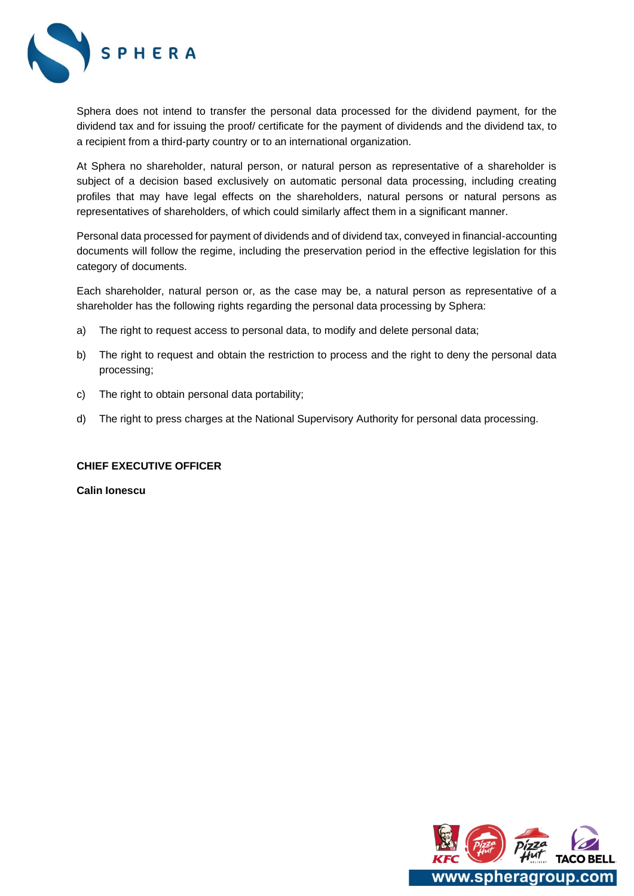Sphera does not intend to transfer the personal data processed for the dividend payment, for the dividend tax and for issuing the proof/ certificate for the payment of dividends and the dividend tax, to a recipient from a third-party country or to an international organization.

At Sphera no shareholder, natural person, or natural person as representative of a shareholder is subject of a decision based exclusively on automatic personal data processing, including creating profiles that may have legal effects on the shareholders, natural persons or natural persons as representatives of shareholders, of which could similarly affect them in a significant manner.

Personal data processed for payment of dividends and of dividend tax, conveyed in financial-accounting documents will follow the regime, including the preservation period in the effective legislation for this category of documents.

Each shareholder, natural person or, as the case may be, a natural person as representative of a shareholder has the following rights regarding the personal data processing by Sphera:

a) The right to request access to personal data, to modify and delete personal data;

b) The right to request and obtain the restriction to process and the right to deny the personal data processing;

c) The right to obtain personal data portability;

d) The right to press charges at the National Supervisory Authority for personal data processing.

**CHIEF EXECUTIVE OFFICER**

**Calin Ionescu**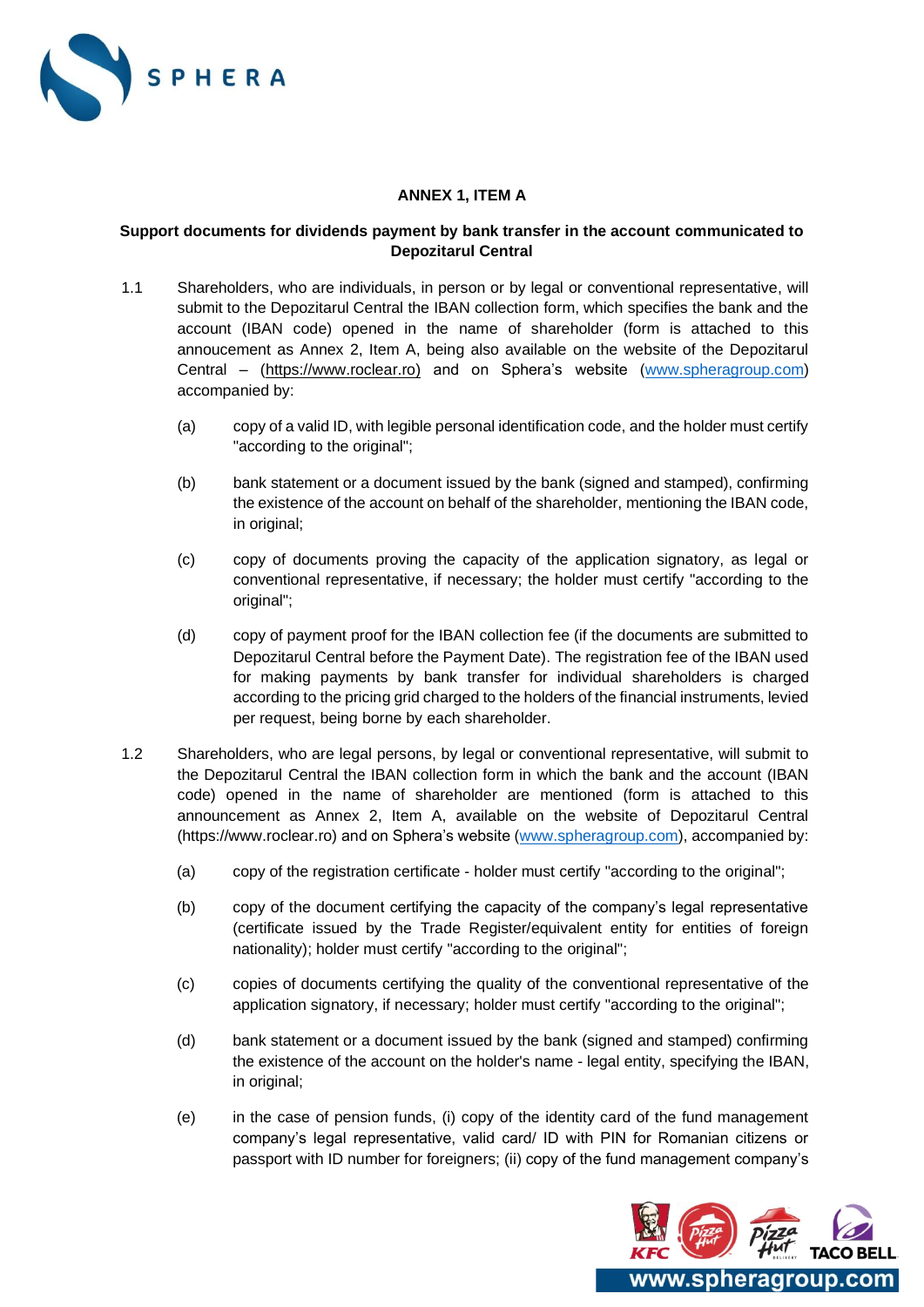**ANNEX 1, ITEM A**

**Support documents for dividends payment by bank transfer in the account communicated to Depozitarul Central**

1.1 Shareholders, who are individuals, in person or by legal or conventional representative, will submit to the Depozitarul Central the IBAN collection form, which specifies the bank and the account (IBAN code) opened in the name of shareholder (form is attached to this annoucement as Annex 2, Item A, being also available on the website of the Depozitarul Central – (https://www.roclear.ro) and on Sphera's website (www.spheragroup.com) accompanied by:

(a) copy of a valid ID, with legible personal identification code, and the holder must certify "according to the original";

(b) bank statement or a document issued by the bank (signed and stamped), confirming the existence of the account on behalf of the shareholder, mentioning the IBAN code, in original;

(c) copy of documents proving the capacity of the application signatory, as legal or conventional representative, if necessary; the holder must certify "according to the original";

(d) copy of payment proof for the IBAN collection fee (if the documents are submitted to Depozitarul Central before the Payment Date). The registration fee of the IBAN used for making payments by bank transfer for individual shareholders is charged according to the pricing grid charged to the holders of the financial instruments, levied per request, being borne by each shareholder.

1.2 Shareholders, who are legal persons, by legal or conventional representative, will submit to the Depozitarul Central the IBAN collection form in which the bank and the account (IBAN code) opened in the name of shareholder are mentioned (form is attached to this announcement as Annex 2, Item A, available on the website of Depozitarul Central (https://www.roclear.ro) and on Sphera's website (www.spheragroup.com), accompanied by:

(a) copy of the registration certificate - holder must certify "according to the original";

(b) copy of the document certifying the capacity of the company's legal representative (certificate issued by the Trade Register/equivalent entity for entities of foreign nationality); holder must certify "according to the original";

(c) copies of documents certifying the quality of the conventional representative of the application signatory, if necessary; holder must certify "according to the original";

(d) bank statement or a document issued by the bank (signed and stamped) confirming the existence of the account on the holder's name - legal entity, specifying the IBAN, in original;

(e) in the case of pension funds, (i) copy of the identity card of the fund management company's legal representative, valid card/ ID with PIN for Romanian citizens or passport with ID number for foreigners; (ii) copy of the fund management company's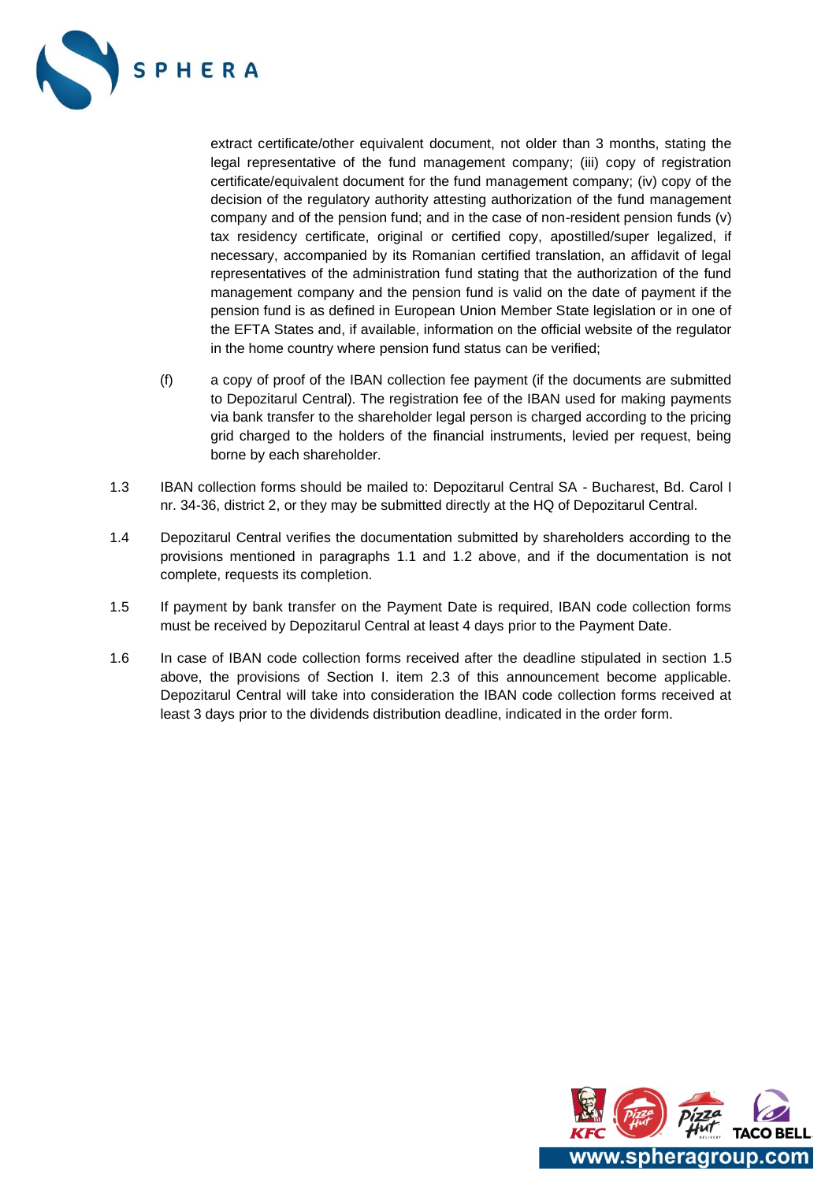extract certificate/other equivalent document, not older than 3 months, stating the legal representative of the fund management company; (iii) copy of registration certificate/equivalent document for the fund management company; (iv) copy of the decision of the regulatory authority attesting authorization of the fund management company and of the pension fund; and in the case of non-resident pension funds (v) tax residency certificate, original or certified copy, apostilled/super legalized, if necessary, accompanied by its Romanian certified translation, an affidavit of legal representatives of the administration fund stating that the authorization of the fund management company and the pension fund is valid on the date of payment if the pension fund is as defined in European Union Member State legislation or in one of the EFTA States and, if available, information on the official website of the regulator in the home country where pension fund status can be verified;

(f) a copy of proof of the IBAN collection fee payment (if the documents are submitted to Depozitarul Central). The registration fee of the IBAN used for making payments via bank transfer to the shareholder legal person is charged according to the pricing grid charged to the holders of the financial instruments, levied per request, being borne by each shareholder.

1.3 IBAN collection forms should be mailed to: Depozitarul Central SA - Bucharest, Bd. Carol I nr. 34-36, district 2, or they may be submitted directly at the HQ of Depozitarul Central.

1.4 Depozitarul Central verifies the documentation submitted by shareholders according to the provisions mentioned in paragraphs 1.1 and 1.2 above, and if the documentation is not complete, requests its completion.

1.5 If payment by bank transfer on the Payment Date is required, IBAN code collection forms must be received by Depozitarul Central at least 4 days prior to the Payment Date.

1.6 In case of IBAN code collection forms received after the deadline stipulated in section 1.5 above, the provisions of Section I. item 2.3 of this announcement become applicable. Depozitarul Central will take into consideration the IBAN code collection forms received at least 3 days prior to the dividends distribution deadline, indicated in the order form.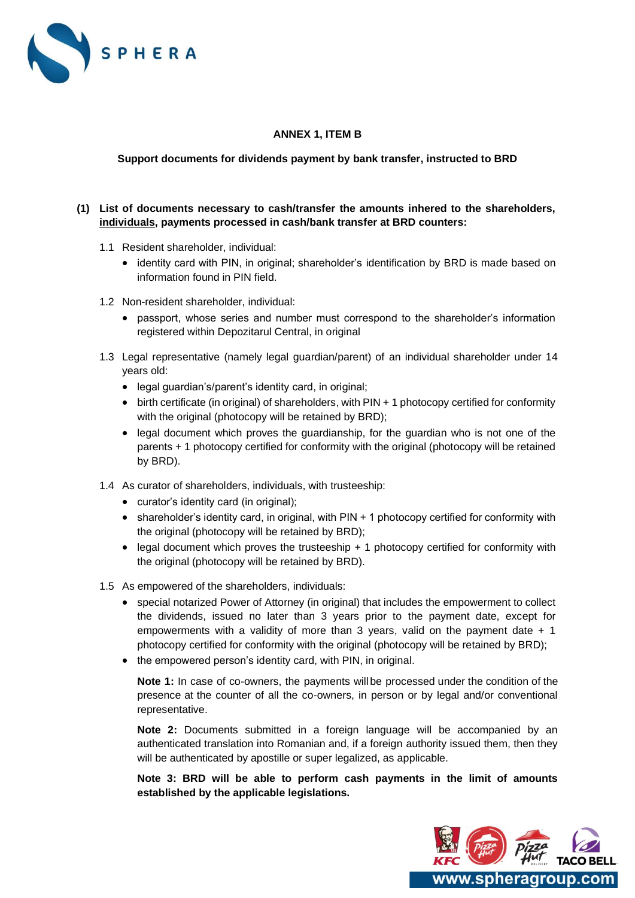**ANNEX 1, ITEM B**

**Support documents for dividends payment by bank transfer, instructed to BRD**

**(1) List of documents necessary to cash/transfer the amounts inhered to the shareholders, individuals, payments processed in cash/bank transfer at BRD counters:**

1.1 Resident shareholder, individual:

- identity card with PIN, in original; shareholder's identification by BRD is made based on information found in PIN field.

1.2 Non-resident shareholder, individual:

- passport, whose series and number must correspond to the shareholder's information registered within Depozitarul Central, in original

1.3 Legal representative (namely legal guardian/parent) of an individual shareholder under 14 years old:

- legal guardian's/parent's identity card, in original;
- birth certificate (in original) of shareholders, with PIN + 1 photocopy certified for conformity with the original (photocopy will be retained by BRD);
- legal document which proves the guardianship, for the guardian who is not one of the parents + 1 photocopy certified for conformity with the original (photocopy will be retained by BRD).

1.4 As curator of shareholders, individuals, with trusteeship:

- curator's identity card (in original);
- shareholder's identity card, in original, with PIN + 1 photocopy certified for conformity with the original (photocopy will be retained by BRD);
- legal document which proves the trusteeship + 1 photocopy certified for conformity with the original (photocopy will be retained by BRD).

1.5 As empowered of the shareholders, individuals:

- special notarized Power of Attorney (in original) that includes the empowerment to collect the dividends, issued no later than 3 years prior to the payment date, except for empowerments with a validity of more than 3 years, valid on the payment date + 1 photocopy certified for conformity with the original (photocopy will be retained by BRD);
- the empowered person's identity card, with PIN, in original.

**Note 1:** In case of co-owners, the payments will be processed under the condition of the presence at the counter of all the co-owners, in person or by legal and/or conventional representative.

**Note 2:** Documents submitted in a foreign language will be accompanied by an authenticated translation into Romanian and, if a foreign authority issued them, then they will be authenticated by apostille or super legalized, as applicable.

**Note 3: BRD will be able to perform cash payments in the limit of amounts established by the applicable legislations.**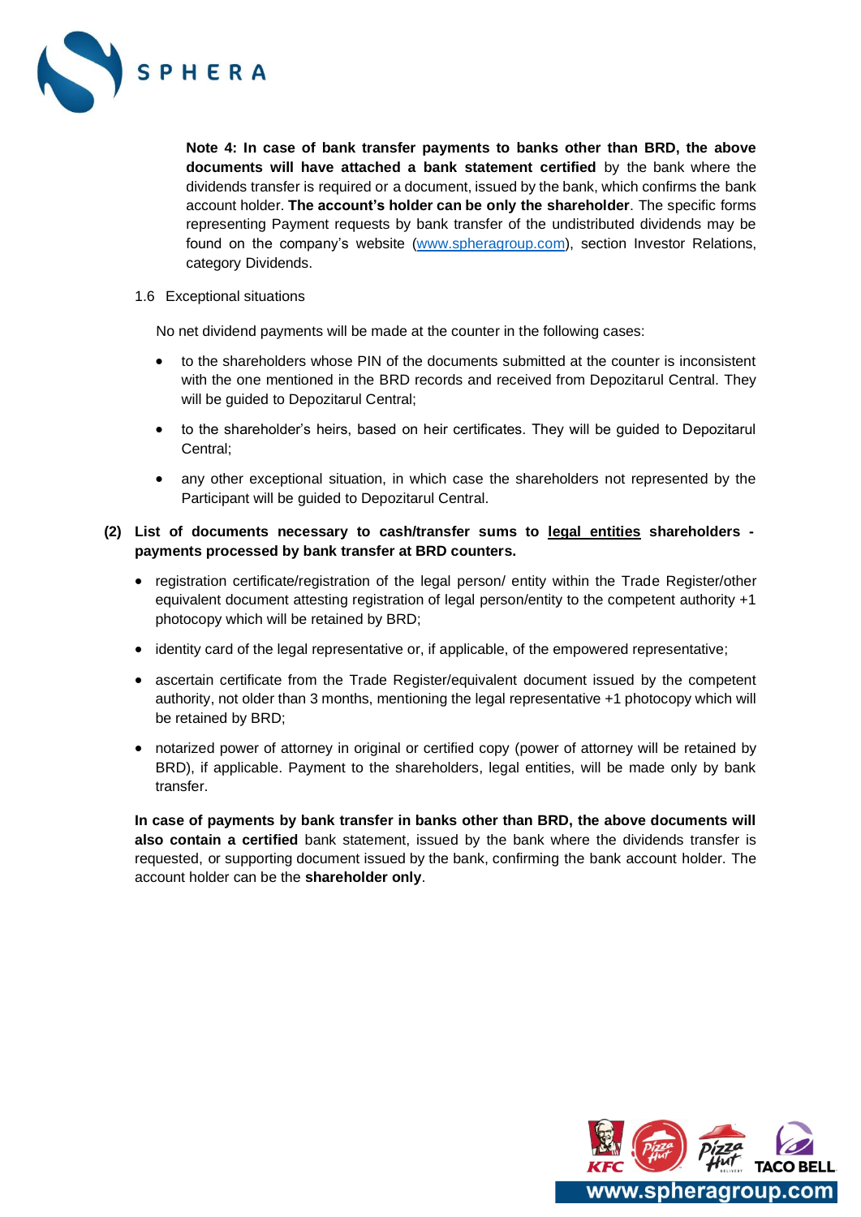**Note 4: In case of bank transfer payments to banks other than BRD, the above documents will have attached a bank statement certified** by the bank where the dividends transfer is required or a document, issued by the bank, which confirms the bank account holder. **The account's holder can be only the shareholder**. The specific forms representing Payment requests by bank transfer of the undistributed dividends may be found on the company's website (www.spheragroup.com), section Investor Relations, category Dividends.

1.6 Exceptional situations

No net dividend payments will be made at the counter in the following cases:

- to the shareholders whose PIN of the documents submitted at the counter is inconsistent with the one mentioned in the BRD records and received from Depozitarul Central. They will be guided to Depozitarul Central;
- to the shareholder's heirs, based on heir certificates. They will be guided to Depozitarul Central;
- any other exceptional situation, in which case the shareholders not represented by the Participant will be guided to Depozitarul Central.

**(2) List of documents necessary to cash/transfer sums to <u>legal entities</u> shareholders - payments processed by bank transfer at BRD counters.**

- registration certificate/registration of the legal person/ entity within the Trade Register/other equivalent document attesting registration of legal person/entity to the competent authority +1 photocopy which will be retained by BRD;
- identity card of the legal representative or, if applicable, of the empowered representative;
- ascertain certificate from the Trade Register/equivalent document issued by the competent authority, not older than 3 months, mentioning the legal representative +1 photocopy which will be retained by BRD;
- notarized power of attorney in original or certified copy (power of attorney will be retained by BRD), if applicable. Payment to the shareholders, legal entities, will be made only by bank transfer.

**In case of payments by bank transfer in banks other than BRD, the above documents will also contain a certified** bank statement, issued by the bank where the dividends transfer is requested, or supporting document issued by the bank, confirming the bank account holder. The account holder can be the **shareholder only**.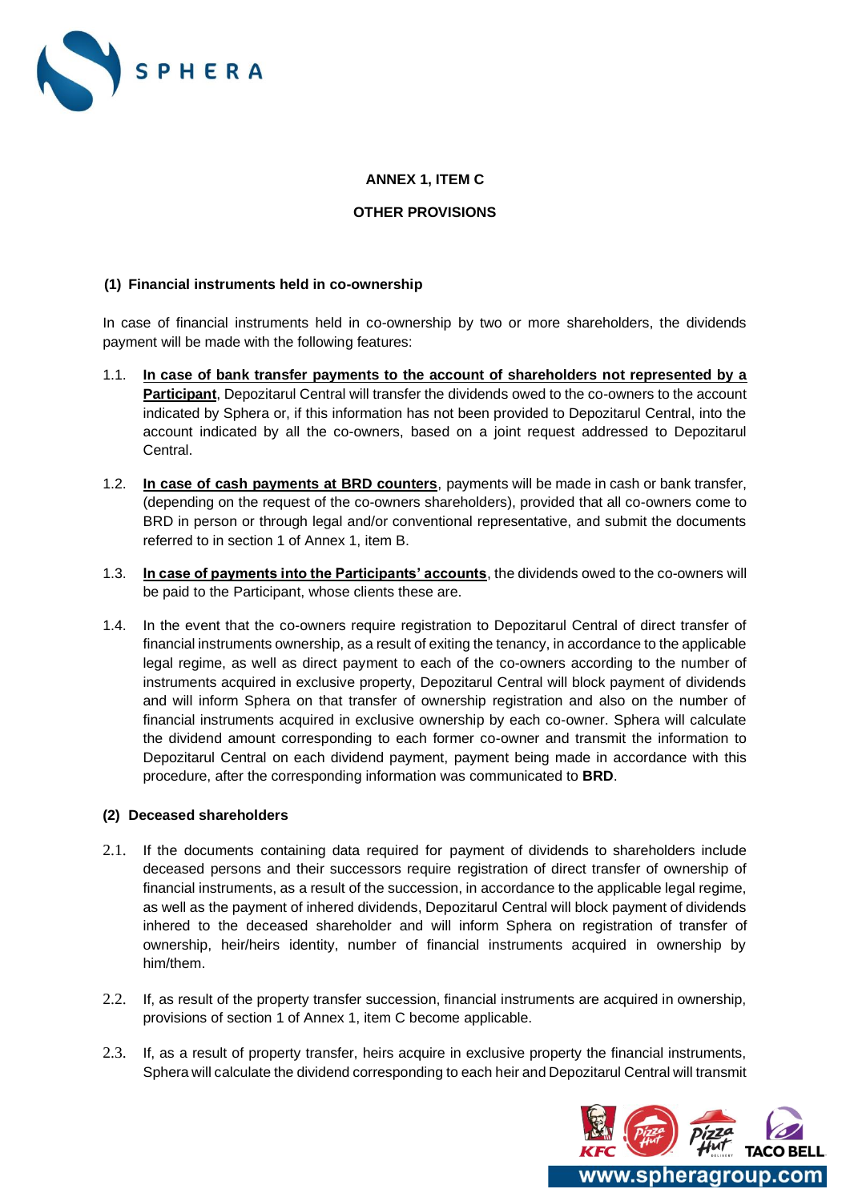## ANNEX 1, ITEM C

## OTHER PROVISIONS

### (1) Financial instruments held in co-ownership

In case of financial instruments held in co-ownership by two or more shareholders, the dividends payment will be made with the following features:

1.1. **In case of bank transfer payments to the account of shareholders not represented by a Participant**, Depozitarul Central will transfer the dividends owed to the co-owners to the account indicated by Sphera or, if this information has not been provided to Depozitarul Central, into the account indicated by all the co-owners, based on a joint request addressed to Depozitarul Central.

1.2. **In case of cash payments at BRD counters**, payments will be made in cash or bank transfer, (depending on the request of the co-owners shareholders), provided that all co-owners come to BRD in person or through legal and/or conventional representative, and submit the documents referred to in section 1 of Annex 1, item B.

1.3. **In case of payments into the Participants' accounts**, the dividends owed to the co-owners will be paid to the Participant, whose clients these are.

1.4. In the event that the co-owners require registration to Depozitarul Central of direct transfer of financial instruments ownership, as a result of exiting the tenancy, in accordance to the applicable legal regime, as well as direct payment to each of the co-owners according to the number of instruments acquired in exclusive property, Depozitarul Central will block payment of dividends and will inform Sphera on that transfer of ownership registration and also on the number of financial instruments acquired in exclusive ownership by each co-owner. Sphera will calculate the dividend amount corresponding to each former co-owner and transmit the information to Depozitarul Central on each dividend payment, payment being made in accordance with this procedure, after the corresponding information was communicated to **BRD**.

### (2) Deceased shareholders

2.1. If the documents containing data required for payment of dividends to shareholders include deceased persons and their successors require registration of direct transfer of ownership of financial instruments, as a result of the succession, in accordance to the applicable legal regime, as well as the payment of inhered dividends, Depozitarul Central will block payment of dividends inhered to the deceased shareholder and will inform Sphera on registration of transfer of ownership, heir/heirs identity, number of financial instruments acquired in ownership by him/them.

2.2. If, as result of the property transfer succession, financial instruments are acquired in ownership, provisions of section 1 of Annex 1, item C become applicable.

2.3. If, as a result of property transfer, heirs acquire in exclusive property the financial instruments, Sphera will calculate the dividend corresponding to each heir and Depozitarul Central will transmit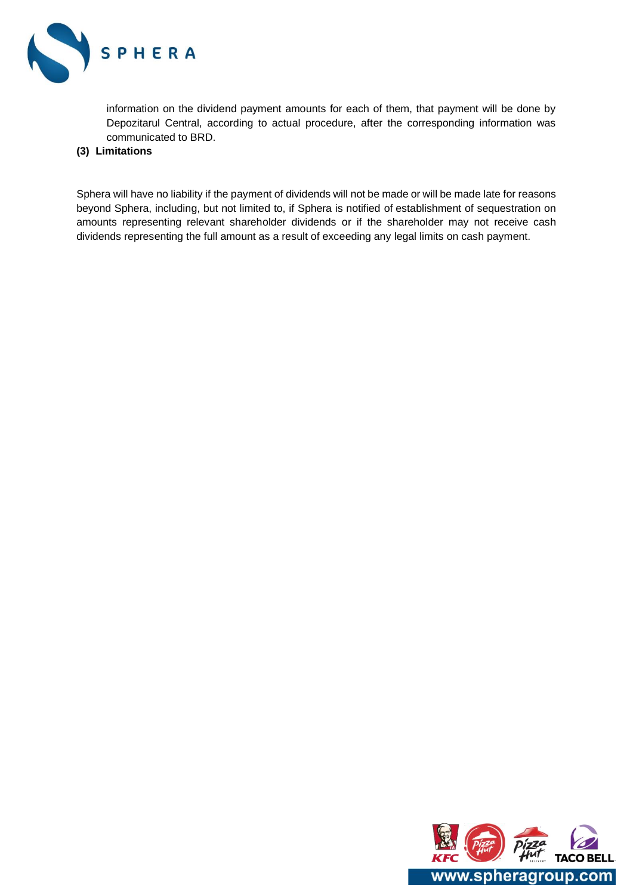information on the dividend payment amounts for each of them, that payment will be done by Depozitarul Central, according to actual procedure, after the corresponding information was communicated to BRD.

**(3) Limitations**

Sphera will have no liability if the payment of dividends will not be made or will be made late for reasons beyond Sphera, including, but not limited to, if Sphera is notified of establishment of sequestration on amounts representing relevant shareholder dividends or if the shareholder may not receive cash dividends representing the full amount as a result of exceeding any legal limits on cash payment.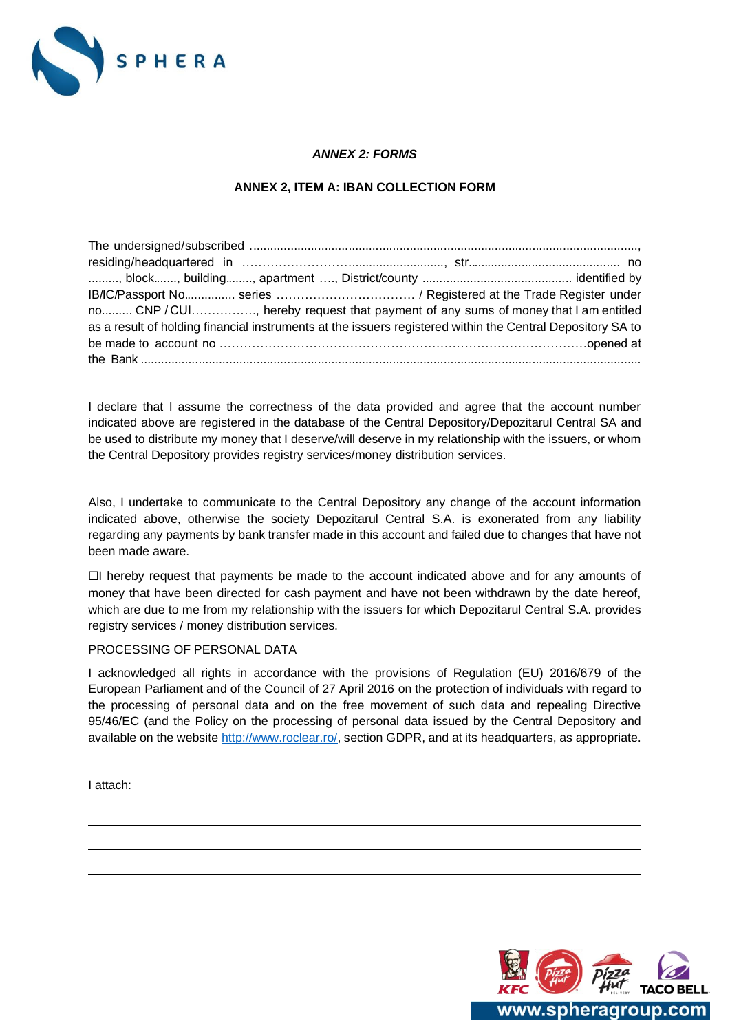***ANNEX 2: FORMS***

**ANNEX 2, ITEM A: IBAN COLLECTION FORM**

The undersigned/subscribed ........................................................................................................................., residing/headquartered in ……………………….........................., str............................................ no ........., block......., building........, apartment …., District/county ........................................... identified by IB/IC/Passport No............... series ……………………………. / Registered at the Trade Register under no......... CNP / CUI……………., hereby request that payment of any sums of money that I am entitled as a result of holding financial instruments at the issuers registered within the Central Depository SA to be made to account no ………………………………………………………………………………opened at the Bank ..................................................................................................................................................

I declare that I assume the correctness of the data provided and agree that the account number indicated above are registered in the database of the Central Depository/Depozitarul Central SA and be used to distribute my money that I deserve/will deserve in my relationship with the issuers, or whom the Central Depository provides registry services/money distribution services.

Also, I undertake to communicate to the Central Depository any change of the account information indicated above, otherwise the society Depozitarul Central S.A. is exonerated from any liability regarding any payments by bank transfer made in this account and failed due to changes that have not been made aware.

☐I hereby request that payments be made to the account indicated above and for any amounts of money that have been directed for cash payment and have not been withdrawn by the date hereof, which are due to me from my relationship with the issuers for which Depozitarul Central S.A. provides registry services / money distribution services.

PROCESSING OF PERSONAL DATA

I acknowledged all rights in accordance with the provisions of Regulation (EU) 2016/679 of the European Parliament and of the Council of 27 April 2016 on the protection of individuals with regard to the processing of personal data and on the free movement of such data and repealing Directive 95/46/EC (and the Policy on the processing of personal data issued by the Central Depository and available on the website http://www.roclear.ro/, section GDPR, and at its headquarters, as appropriate.

I attach:

___

___

___

___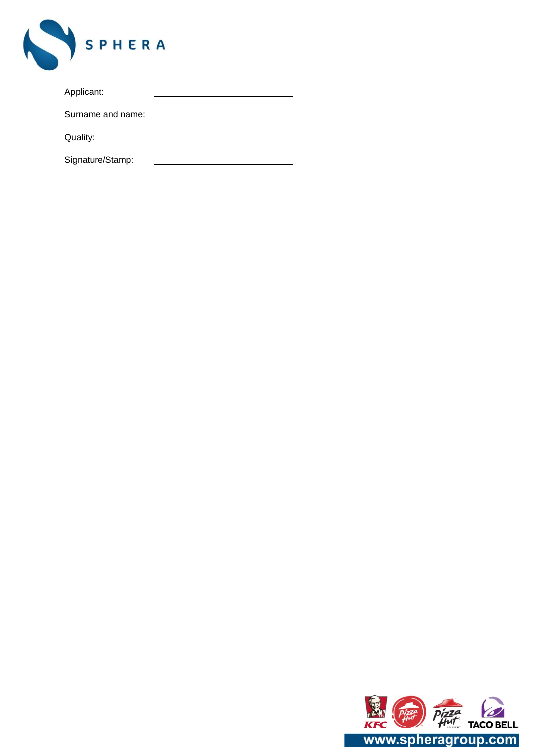Applicant: ______________________

Surname and name: ______________________

Quality: ______________________

Signature/Stamp: ______________________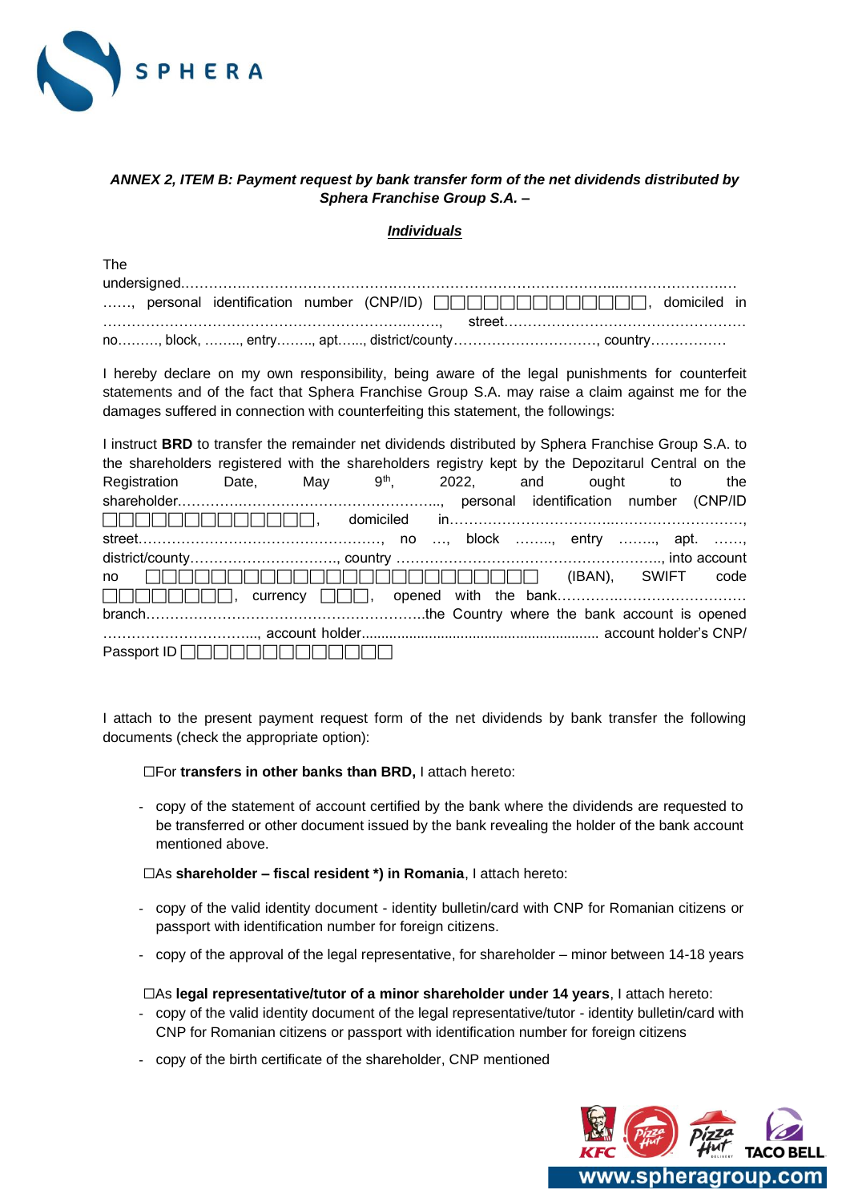***ANNEX 2, ITEM B: Payment request by bank transfer form of the net dividends distributed by Sphera Franchise Group S.A. –***

***Individuals***

The undersigned………………………………………………………………………………...……………………. ……, personal identification number (CNP/ID) ☐☐☐☐☐☐☐☐☐☐☐☐☐, domiciled in ………………………………………………………………..……, street……………………………………………… no………, block, …….., entry…….., apt…..., district/county…………………………, country…………….

I hereby declare on my own responsibility, being aware of the legal punishments for counterfeit statements and of the fact that Sphera Franchise Group S.A. may raise a claim against me for the damages suffered in connection with counterfeiting this statement, the followings:

I instruct **BRD** to transfer the remainder net dividends distributed by Sphera Franchise Group S.A. to the shareholders registered with the shareholders registry kept by the Depozitarul Central on the Registration Date, May 9th, 2022, and ought to the shareholder……………………………………………….., personal identification number (CNP/ID ☐☐☐☐☐☐☐☐☐☐☐☐☐, domiciled in……………………………..………………………, street……………………………………………, no …, block …….., entry …….., apt. ……, district/county…………………………., country ……………………………………………….., into account no ☐☐☐☐☐☐☐☐☐☐☐☐☐☐☐☐☐☐☐☐☐☐☐☐ (IBAN), SWIFT code ☐☐☐☐☐☐☐☐, currency ☐☐☐, opened with the bank………………………………… branch…………………………………………………..the Country where the bank account is opened ……………………………., account holder........................................................... account holder's CNP/ Passport ID ☐☐☐☐☐☐☐☐☐☐☐☐☐

I attach to the present payment request form of the net dividends by bank transfer the following documents (check the appropriate option):

☐For **transfers in other banks than BRD,** I attach hereto:

- copy of the statement of account certified by the bank where the dividends are requested to be transferred or other document issued by the bank revealing the holder of the bank account mentioned above.

☐As **shareholder – fiscal resident \*) in Romania**, I attach hereto:

- copy of the valid identity document - identity bulletin/card with CNP for Romanian citizens or passport with identification number for foreign citizens.
- copy of the approval of the legal representative, for shareholder – minor between 14-18 years

☐As **legal representative/tutor of a minor shareholder under 14 years**, I attach hereto:

- copy of the valid identity document of the legal representative/tutor - identity bulletin/card with CNP for Romanian citizens or passport with identification number for foreign citizens
- copy of the birth certificate of the shareholder, CNP mentioned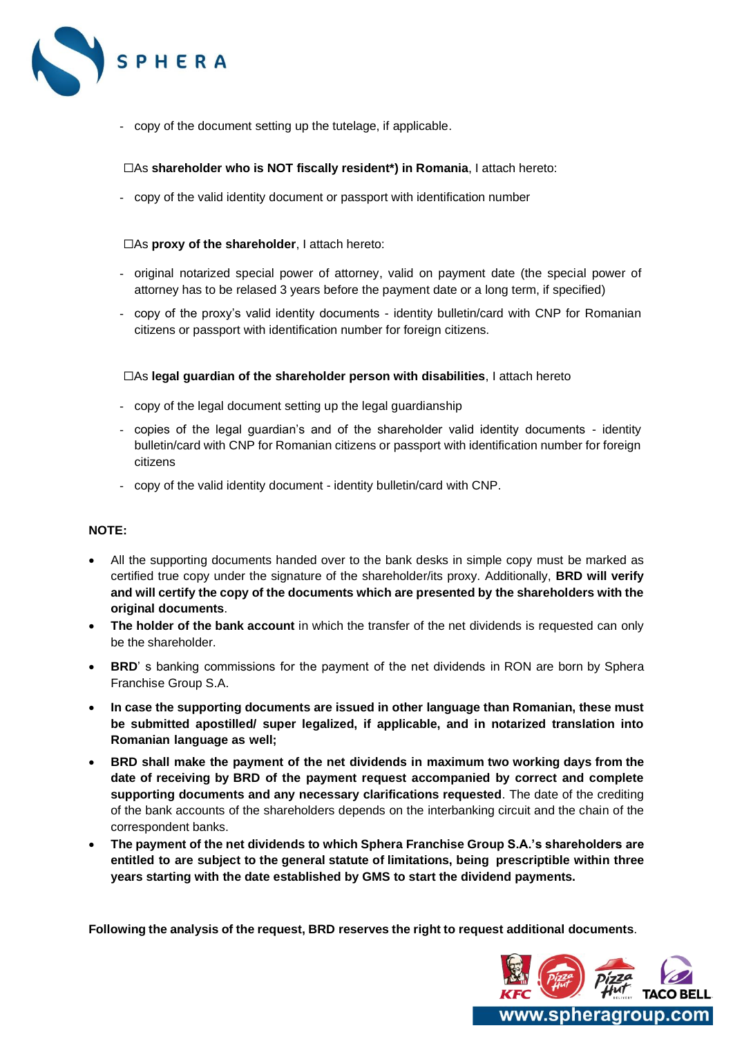- copy of the document setting up the tutelage, if applicable.

☐As **shareholder who is NOT fiscally resident*) in Romania**, I attach hereto:

- copy of the valid identity document or passport with identification number

☐As **proxy of the shareholder**, I attach hereto:

- original notarized special power of attorney, valid on payment date (the special power of attorney has to be relased 3 years before the payment date or a long term, if specified)
- copy of the proxy's valid identity documents - identity bulletin/card with CNP for Romanian citizens or passport with identification number for foreign citizens.

☐As **legal guardian of the shareholder person with disabilities**, I attach hereto

- copy of the legal document setting up the legal guardianship
- copies of the legal guardian's and of the shareholder valid identity documents - identity bulletin/card with CNP for Romanian citizens or passport with identification number for foreign citizens
- copy of the valid identity document - identity bulletin/card with CNP.

**NOTE:**

- All the supporting documents handed over to the bank desks in simple copy must be marked as certified true copy under the signature of the shareholder/its proxy. Additionally, **BRD will verify and will certify the copy of the documents which are presented by the shareholders with the original documents**.
- **The holder of the bank account** in which the transfer of the net dividends is requested can only be the shareholder.
- **BRD**' s banking commissions for the payment of the net dividends in RON are born by Sphera Franchise Group S.A.
- **In case the supporting documents are issued in other language than Romanian, these must be submitted apostilled/ super legalized, if applicable, and in notarized translation into Romanian language as well;**
- **BRD shall make the payment of the net dividends in maximum two working days from the date of receiving by BRD of the payment request accompanied by correct and complete supporting documents and any necessary clarifications requested**. The date of the crediting of the bank accounts of the shareholders depends on the interbanking circuit and the chain of the correspondent banks.
- **The payment of the net dividends to which Sphera Franchise Group S.A.'s shareholders are entitled to are subject to the general statute of limitations, being prescriptible within three years starting with the date established by GMS to start the dividend payments.**

**Following the analysis of the request, BRD reserves the right to request additional documents**.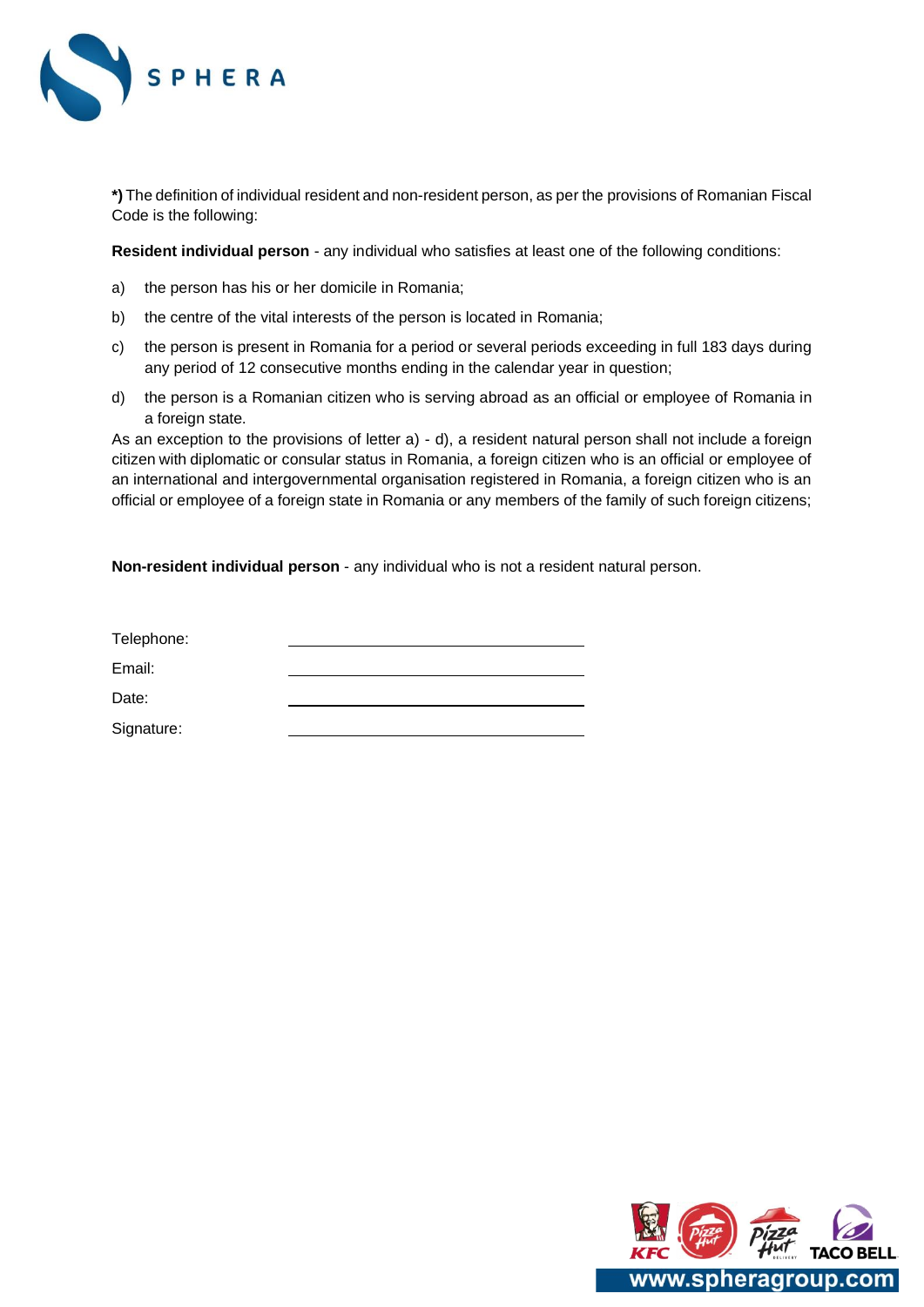**\*)** The definition of individual resident and non-resident person, as per the provisions of Romanian Fiscal Code is the following:

**Resident individual person** - any individual who satisfies at least one of the following conditions:

a) the person has his or her domicile in Romania;

b) the centre of the vital interests of the person is located in Romania;

c) the person is present in Romania for a period or several periods exceeding in full 183 days during any period of 12 consecutive months ending in the calendar year in question;

d) the person is a Romanian citizen who is serving abroad as an official or employee of Romania in a foreign state.

As an exception to the provisions of letter a) - d), a resident natural person shall not include a foreign citizen with diplomatic or consular status in Romania, a foreign citizen who is an official or employee of an international and intergovernmental organisation registered in Romania, a foreign citizen who is an official or employee of a foreign state in Romania or any members of the family of such foreign citizens;

**Non-resident individual person** - any individual who is not a resident natural person.

Telephone: ______________________

Email: ______________________

Date: ______________________

Signature: ______________________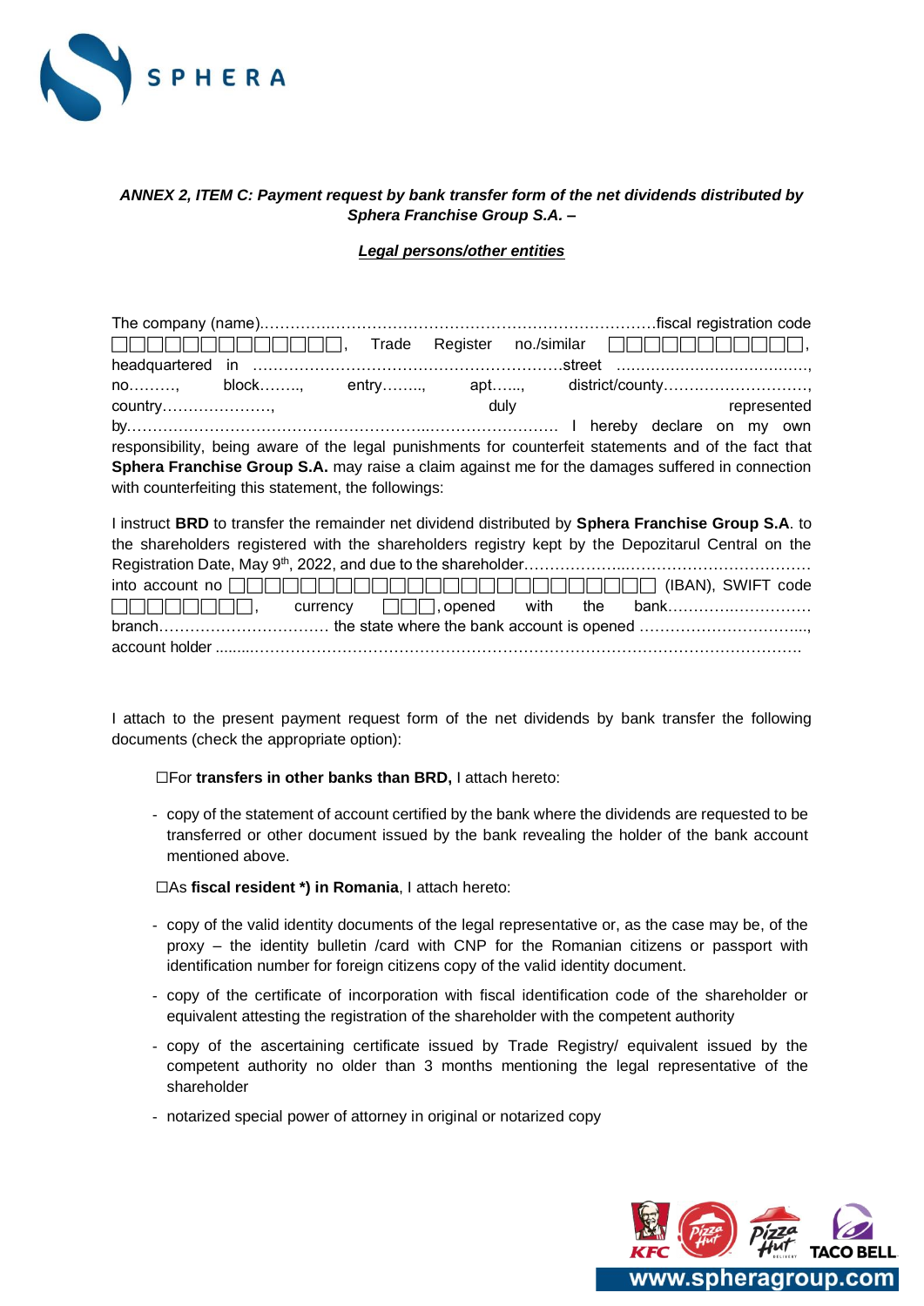**_ANNEX 2, ITEM C: Payment request by bank transfer form of the net dividends distributed by Sphera Franchise Group S.A. –_**

**_Legal persons/other entities_**

The company (name)……………………………………………………………………fiscal registration code ☐☐☐☐☐☐☐☐☐☐☐☐☐, Trade Register no./similar ☐☐☐☐☐☐☐☐☐☐☐, headquartered in ……………………………………………………street …………………………………, no………, block…….., entry…….., apt……, district/county………………………, country…………………, duly represented by……………………………………………………………………… I hereby declare on my own responsibility, being aware of the legal punishments for counterfeit statements and of the fact that **Sphera Franchise Group S.A.** may raise a claim against me for the damages suffered in connection with counterfeiting this statement, the followings:

I instruct **BRD** to transfer the remainder net dividend distributed by **Sphera Franchise Group S.A**. to the shareholders registered with the shareholders registry kept by the Depozitarul Central on the Registration Date, May 9th, 2022, and due to the shareholder……………………………………………… into account no ☐☐☐☐☐☐☐☐☐☐☐☐☐☐☐☐☐☐☐☐☐☐☐☐ (IBAN), SWIFT code ☐☐☐☐☐☐☐☐, currency ☐☐☐, opened with the bank……………………… branch…………………………… the state where the bank account is opened …………………………..., account holder ………………………………………………………………………………………………….

I attach to the present payment request form of the net dividends by bank transfer the following documents (check the appropriate option):

☐For **transfers in other banks than BRD,** I attach hereto:

- copy of the statement of account certified by the bank where the dividends are requested to be transferred or other document issued by the bank revealing the holder of the bank account mentioned above.

☐As **fiscal resident \*) in Romania**, I attach hereto:

- copy of the valid identity documents of the legal representative or, as the case may be, of the proxy – the identity bulletin /card with CNP for the Romanian citizens or passport with identification number for foreign citizens copy of the valid identity document.
- copy of the certificate of incorporation with fiscal identification code of the shareholder or equivalent attesting the registration of the shareholder with the competent authority
- copy of the ascertaining certificate issued by Trade Registry/ equivalent issued by the competent authority no older than 3 months mentioning the legal representative of the shareholder
- notarized special power of attorney in original or notarized copy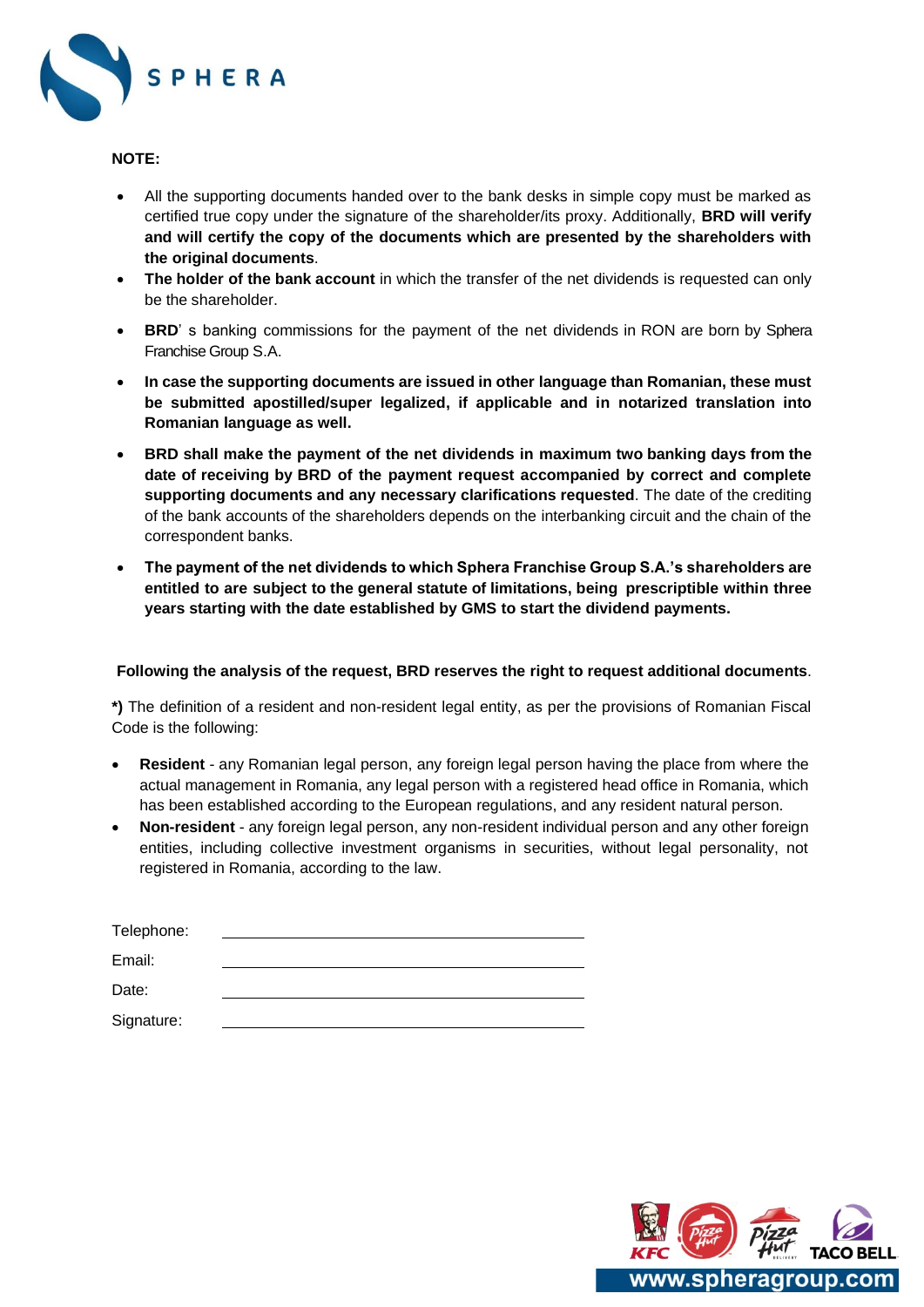**NOTE:**

- All the supporting documents handed over to the bank desks in simple copy must be marked as certified true copy under the signature of the shareholder/its proxy. Additionally, **BRD will verify and will certify the copy of the documents which are presented by the shareholders with the original documents**.
- **The holder of the bank account** in which the transfer of the net dividends is requested can only be the shareholder.
- **BRD**' s banking commissions for the payment of the net dividends in RON are born by Sphera Franchise Group S.A.
- **In case the supporting documents are issued in other language than Romanian, these must be submitted apostilled/super legalized, if applicable and in notarized translation into Romanian language as well.**
- **BRD shall make the payment of the net dividends in maximum two banking days from the date of receiving by BRD of the payment request accompanied by correct and complete supporting documents and any necessary clarifications requested**. The date of the crediting of the bank accounts of the shareholders depends on the interbanking circuit and the chain of the correspondent banks.
- **The payment of the net dividends to which Sphera Franchise Group S.A.'s shareholders are entitled to are subject to the general statute of limitations, being prescriptible within three years starting with the date established by GMS to start the dividend payments.**

**Following the analysis of the request, BRD reserves the right to request additional documents**.

***)** The definition of a resident and non-resident legal entity, as per the provisions of Romanian Fiscal Code is the following:

- **Resident** - any Romanian legal person, any foreign legal person having the place from where the actual management in Romania, any legal person with a registered head office in Romania, which has been established according to the European regulations, and any resident natural person.
- **Non-resident** - any foreign legal person, any non-resident individual person and any other foreign entities, including collective investment organisms in securities, without legal personality, not registered in Romania, according to the law.

Telephone: ______________________________

Email: ______________________________

Date: ______________________________

Signature: ______________________________